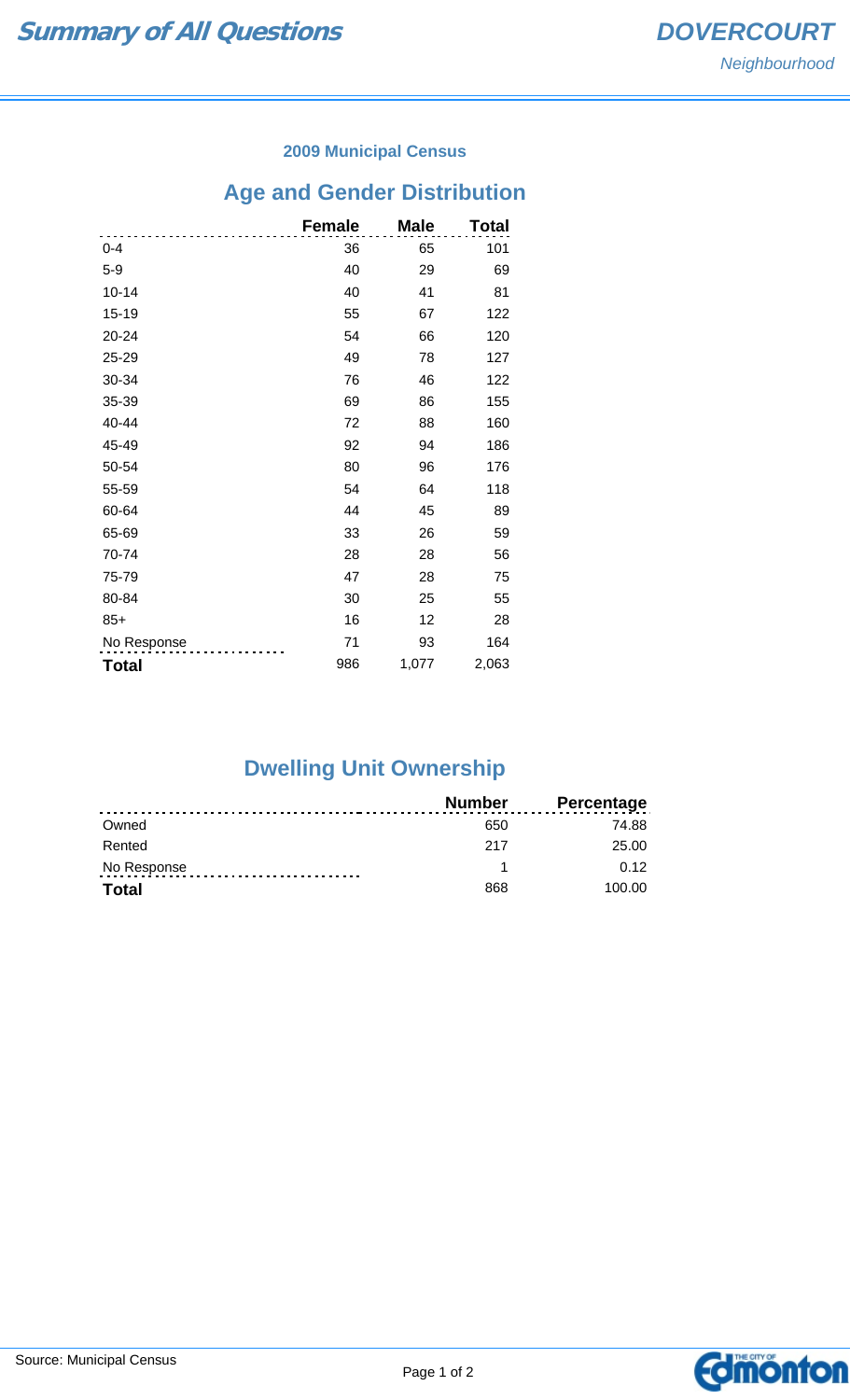# Summary of All Questions

## DOVERCOURT
*Neighbourhood*

### 2009 Municipal Census

## Age and Gender Distribution

| | Female | Male | Total |
|---|---|---|---|
| 0-4 | 36 | 65 | 101 |
| 5-9 | 40 | 29 | 69 |
| 10-14 | 40 | 41 | 81 |
| 15-19 | 55 | 67 | 122 |
| 20-24 | 54 | 66 | 120 |
| 25-29 | 49 | 78 | 127 |
| 30-34 | 76 | 46 | 122 |
| 35-39 | 69 | 86 | 155 |
| 40-44 | 72 | 88 | 160 |
| 45-49 | 92 | 94 | 186 |
| 50-54 | 80 | 96 | 176 |
| 55-59 | 54 | 64 | 118 |
| 60-64 | 44 | 45 | 89 |
| 65-69 | 33 | 26 | 59 |
| 70-74 | 28 | 28 | 56 |
| 75-79 | 47 | 28 | 75 |
| 80-84 | 30 | 25 | 55 |
| 85+ | 16 | 12 | 28 |
| No Response | 71 | 93 | 164 |
| **Total** | 986 | 1,077 | 2,063 |

## Dwelling Unit Ownership

| | Number | Percentage |
|---|---|---|
| Owned | 650 | 74.88 |
| Rented | 217 | 25.00 |
| No Response | 1 | 0.12 |
| **Total** | 868 | 100.00 |

Source: Municipal Census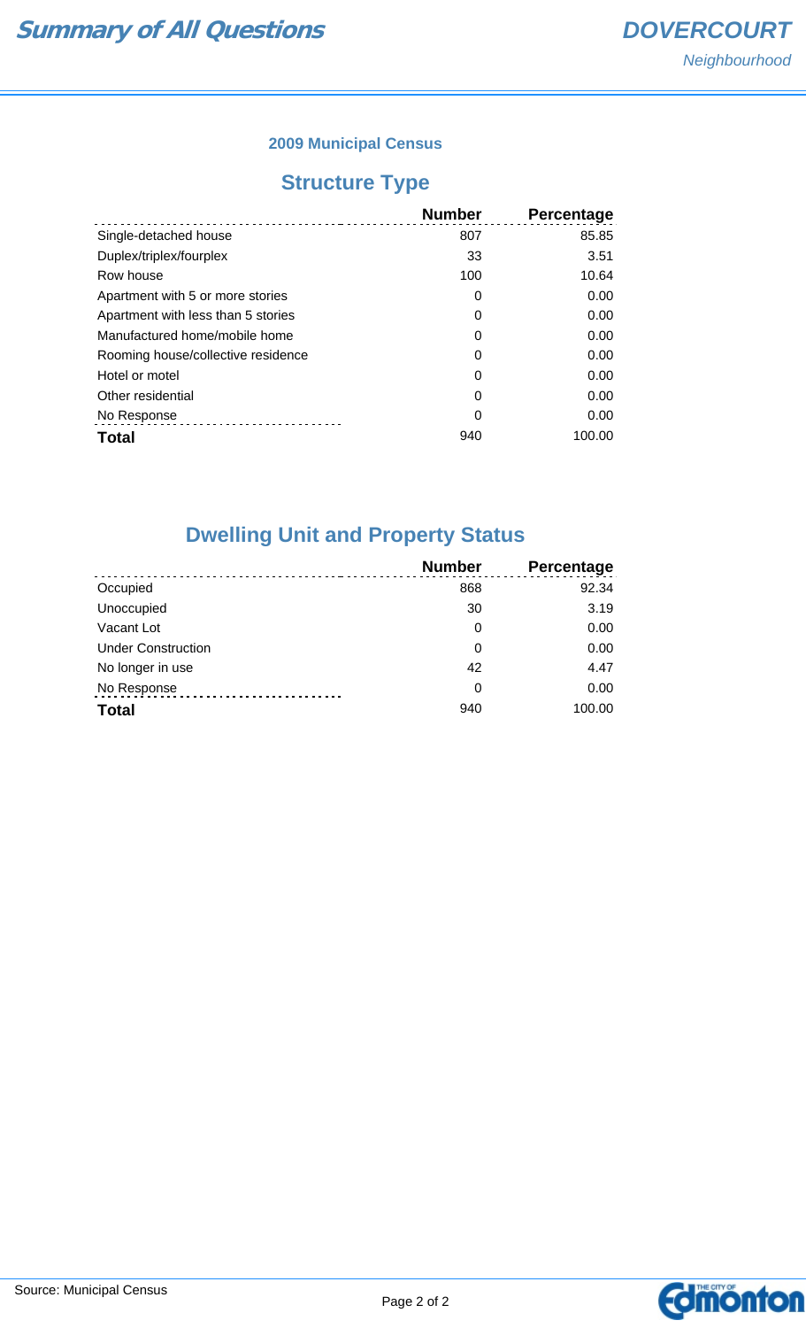### 2009 Municipal Census

## Structure Type

| | Number | Percentage |
|---|---|---|
| Single-detached house | 807 | 85.85 |
| Duplex/triplex/fourplex | 33 | 3.51 |
| Row house | 100 | 10.64 |
| Apartment with 5 or more stories | 0 | 0.00 |
| Apartment with less than 5 stories | 0 | 0.00 |
| Manufactured home/mobile home | 0 | 0.00 |
| Rooming house/collective residence | 0 | 0.00 |
| Hotel or motel | 0 | 0.00 |
| Other residential | 0 | 0.00 |
| No Response | 0 | 0.00 |
| **Total** | 940 | 100.00 |

## Dwelling Unit and Property Status

| | Number | Percentage |
|---|---|---|
| Occupied | 868 | 92.34 |
| Unoccupied | 30 | 3.19 |
| Vacant Lot | 0 | 0.00 |
| Under Construction | 0 | 0.00 |
| No longer in use | 42 | 4.47 |
| No Response | 0 | 0.00 |
| **Total** | 940 | 100.00 |

Source: Municipal Census